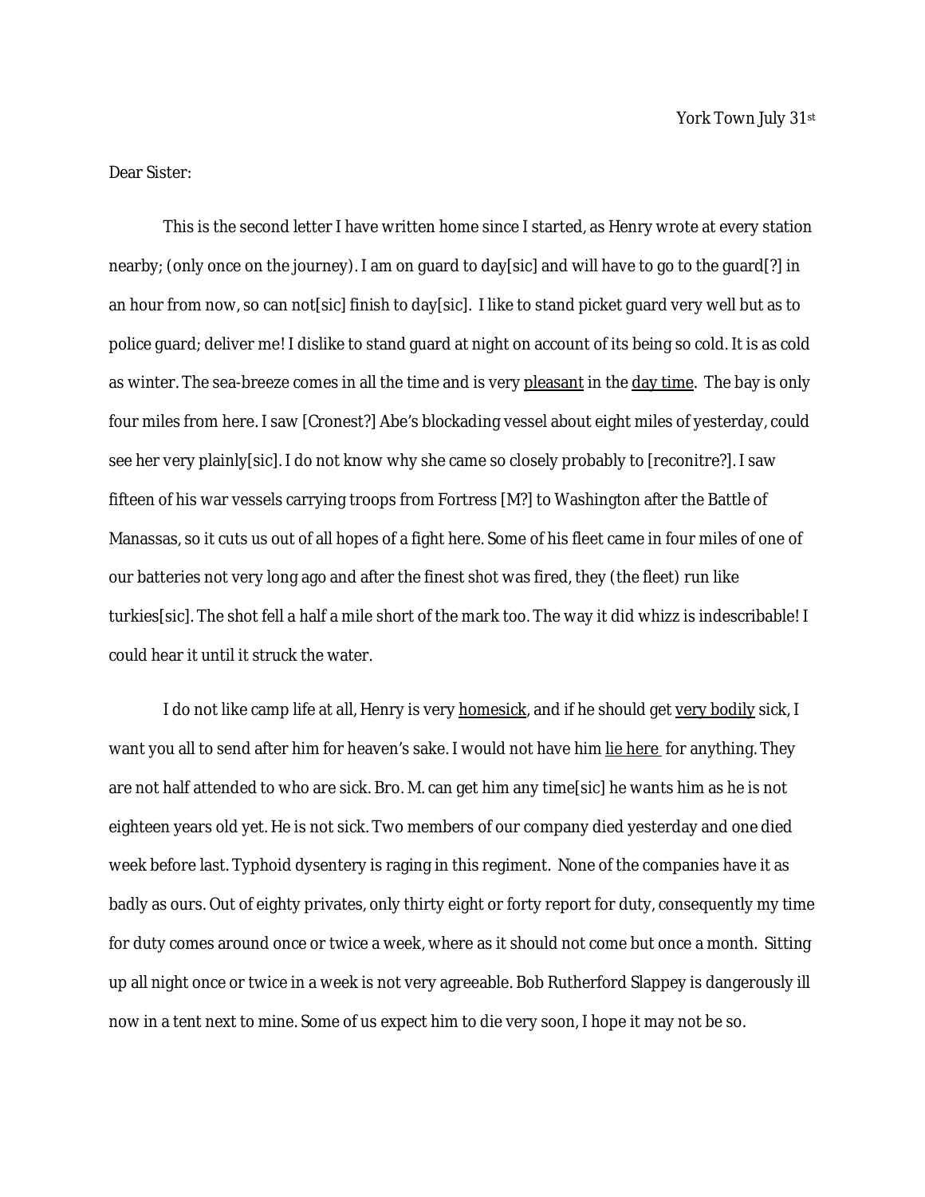York Town July 31st

Dear Sister:

This is the second letter I have written home since I started, as Henry wrote at every station nearby; (only once on the journey). I am on guard to day[sic] and will have to go to the guard[?] in an hour from now, so can not[sic] finish to day[sic]. I like to stand picket guard very well but as to police guard; deliver me! I dislike to stand guard at night on account of its being so cold. It is as cold as winter. The sea-breeze comes in all the time and is very <u>pleasant</u> in the <u>day time</u>. The bay is only four miles from here. I saw [Cronest?] Abe's blockading vessel about eight miles of yesterday, could see her very plainly[sic]. I do not know why she came so closely probably to [reconitre?]. I saw fifteen of his war vessels carrying troops from Fortress [M?] to Washington after the Battle of Manassas, so it cuts us out of all hopes of a fight here. Some of his fleet came in four miles of one of our batteries not very long ago and after the finest shot was fired, they (the fleet) run like turkies[sic]. The shot fell a half a mile short of the mark too. The way it did whizz is indescribable! I could hear it until it struck the water.

I do not like camp life at all, Henry is very <u>homesick</u>, and if he should get <u>very bodily</u> sick, I want you all to send after him for heaven's sake. I would not have him <u>lie here</u> for anything. They are not half attended to who are sick. Bro. M. can get him any time[sic] he wants him as he is not eighteen years old yet. He is not sick. Two members of our company died yesterday and one died week before last. Typhoid dysentery is raging in this regiment. None of the companies have it as badly as ours. Out of eighty privates, only thirty eight or forty report for duty, consequently my time for duty comes around once or twice a week, where as it should not come but once a month. Sitting up all night once or twice in a week is not very agreeable. Bob Rutherford Slappey is dangerously ill now in a tent next to mine. Some of us expect him to die very soon, I hope it may not be so.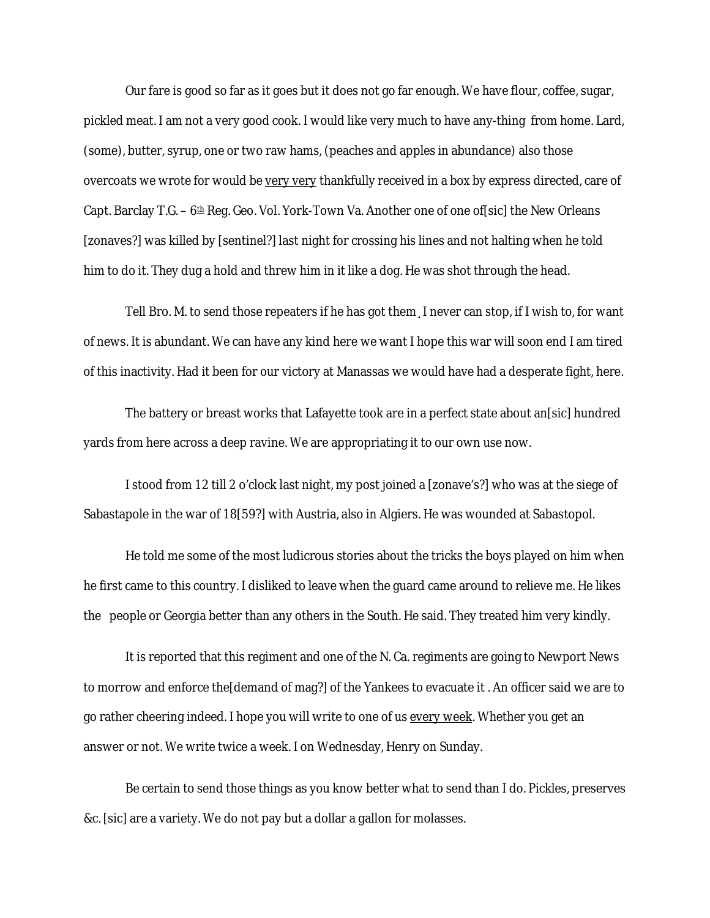Our fare is good so far as it goes but it does not go far enough. We have flour, coffee, sugar, pickled meat. I am not a very good cook. I would like very much to have any-thing from home. Lard, (some), butter, syrup, one or two raw hams, (peaches and apples in abundance) also those overcoats we wrote for would be <u>very very</u> thankfully received in a box by express directed, care of Capt. Barclay T.G. – 6th Reg. Geo. Vol. York-Town Va. Another one of one of[sic] the New Orleans [zonaves?] was killed by [sentinel?] last night for crossing his lines and not halting when he told him to do it. They dug a hold and threw him in it like a dog. He was shot through the head.

Tell Bro. M. to send those repeaters if he has got them¸ I never can stop, if I wish to, for want of news. It is abundant. We can have any kind here we want I hope this war will soon end I am tired of this inactivity. Had it been for our victory at Manassas we would have had a desperate fight, here.

The battery or breast works that Lafayette took are in a perfect state about an[sic] hundred yards from here across a deep ravine. We are appropriating it to our own use now.

I stood from 12 till 2 o'clock last night, my post joined a [zonave's?] who was at the siege of Sabastapole in the war of 18[59?] with Austria, also in Algiers. He was wounded at Sabastopol.

He told me some of the most ludicrous stories about the tricks the boys played on him when he first came to this country. I disliked to leave when the guard came around to relieve me. He likes the people or Georgia better than any others in the South. He said. They treated him very kindly.

It is reported that this regiment and one of the N. Ca. regiments are going to Newport News to morrow and enforce the[demand of mag?] of the Yankees to evacuate it . An officer said we are to go rather cheering indeed. I hope you will write to one of us <u>every week</u>. Whether you get an answer or not. We write twice a week. I on Wednesday, Henry on Sunday.

Be certain to send those things as you know better what to send than I do. Pickles, preserves &c. [sic] are a variety. We do not pay but a dollar a gallon for molasses.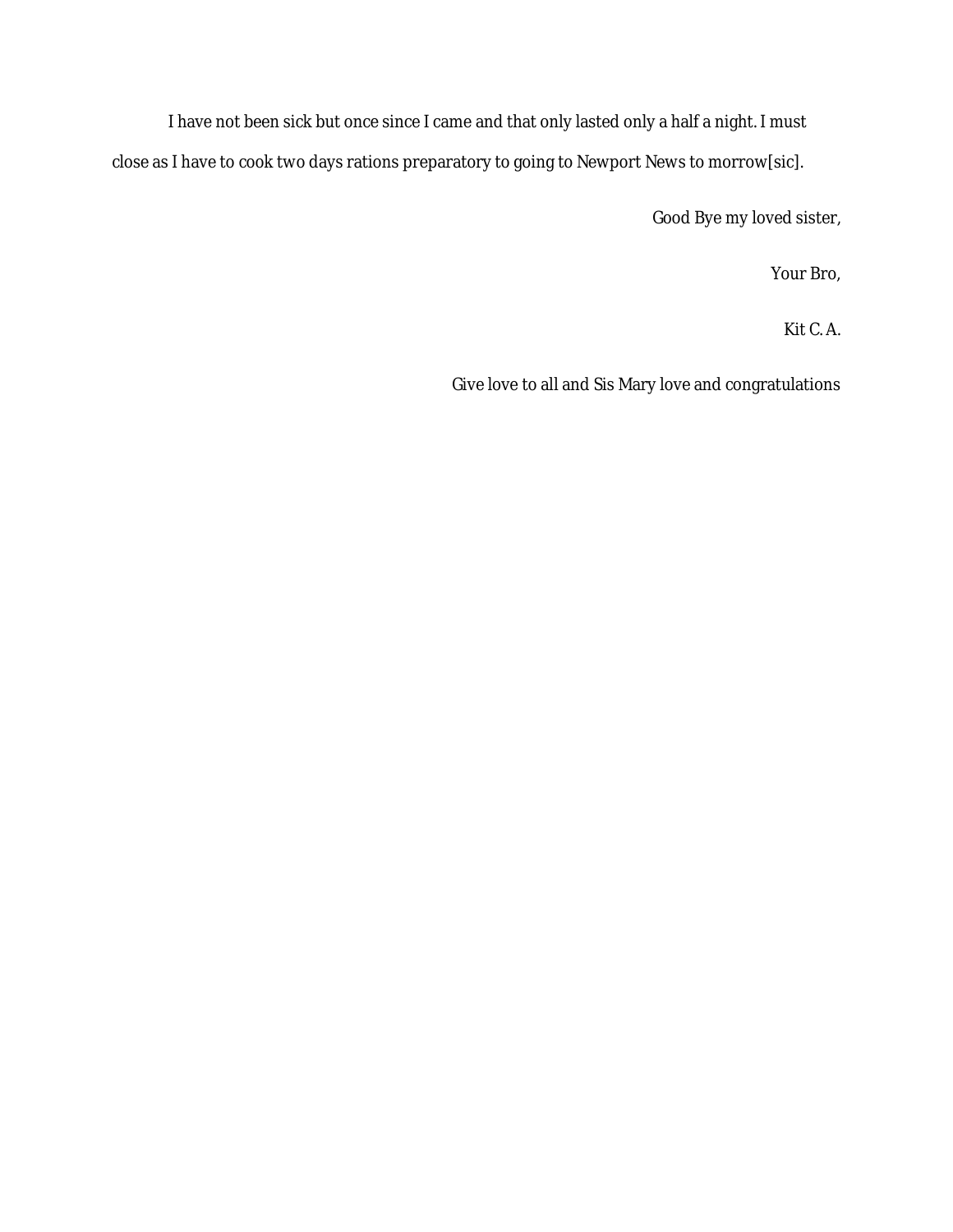I have not been sick but once since I came and that only lasted only a half a night. I must close as I have to cook two days rations preparatory to going to Newport News to morrow[sic].

Good Bye my loved sister,

Your Bro,

Kit C. A.

Give love to all and Sis Mary love and congratulations